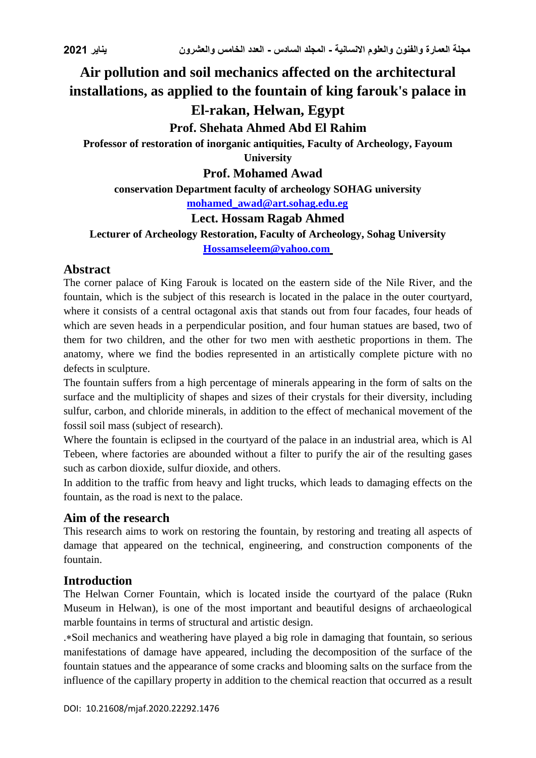# Air pollution and soil mechanics affected on the architectural installations, as applied to the fountain of king farouk's palace in El-rakan, Helwan, Egypt

**Prof. Shehata Ahmed Abd El Rahim**

**Professor of restoration of inorganic antiquities, Faculty of Archeology, Fayoum University**

**Prof. Mohamed Awad**

**conservation Department faculty of archeology SOHAG university**

**mohamed_awad@art.sohag.edu.eg**

**Lect. Hossam Ragab Ahmed**

**Lecturer of Archeology Restoration, Faculty of Archeology, Sohag University**

**Hossamseleem@yahoo.com**

## Abstract

The corner palace of King Farouk is located on the eastern side of the Nile River, and the fountain, which is the subject of this research is located in the palace in the outer courtyard, where it consists of a central octagonal axis that stands out from four facades, four heads of which are seven heads in a perpendicular position, and four human statues are based, two of them for two children, and the other for two men with aesthetic proportions in them. The anatomy, where we find the bodies represented in an artistically complete picture with no defects in sculpture.

The fountain suffers from a high percentage of minerals appearing in the form of salts on the surface and the multiplicity of shapes and sizes of their crystals for their diversity, including sulfur, carbon, and chloride minerals, in addition to the effect of mechanical movement of the fossil soil mass (subject of research).

Where the fountain is eclipsed in the courtyard of the palace in an industrial area, which is Al Tebeen, where factories are abounded without a filter to purify the air of the resulting gases such as carbon dioxide, sulfur dioxide, and others.

In addition to the traffic from heavy and light trucks, which leads to damaging effects on the fountain, as the road is next to the palace.

## Aim of the research

This research aims to work on restoring the fountain, by restoring and treating all aspects of damage that appeared on the technical, engineering, and construction components of the fountain.

## Introduction

The Helwan Corner Fountain, which is located inside the courtyard of the palace (Rukn Museum in Helwan), is one of the most important and beautiful designs of archaeological marble fountains in terms of structural and artistic design.

.*Soil mechanics and weathering have played a big role in damaging that fountain, so serious manifestations of damage have appeared, including the decomposition of the surface of the fountain statues and the appearance of some cracks and blooming salts on the surface from the influence of the capillary property in addition to the chemical reaction that occurred as a result

DOI: 10.21608/mjaf.2020.22292.1476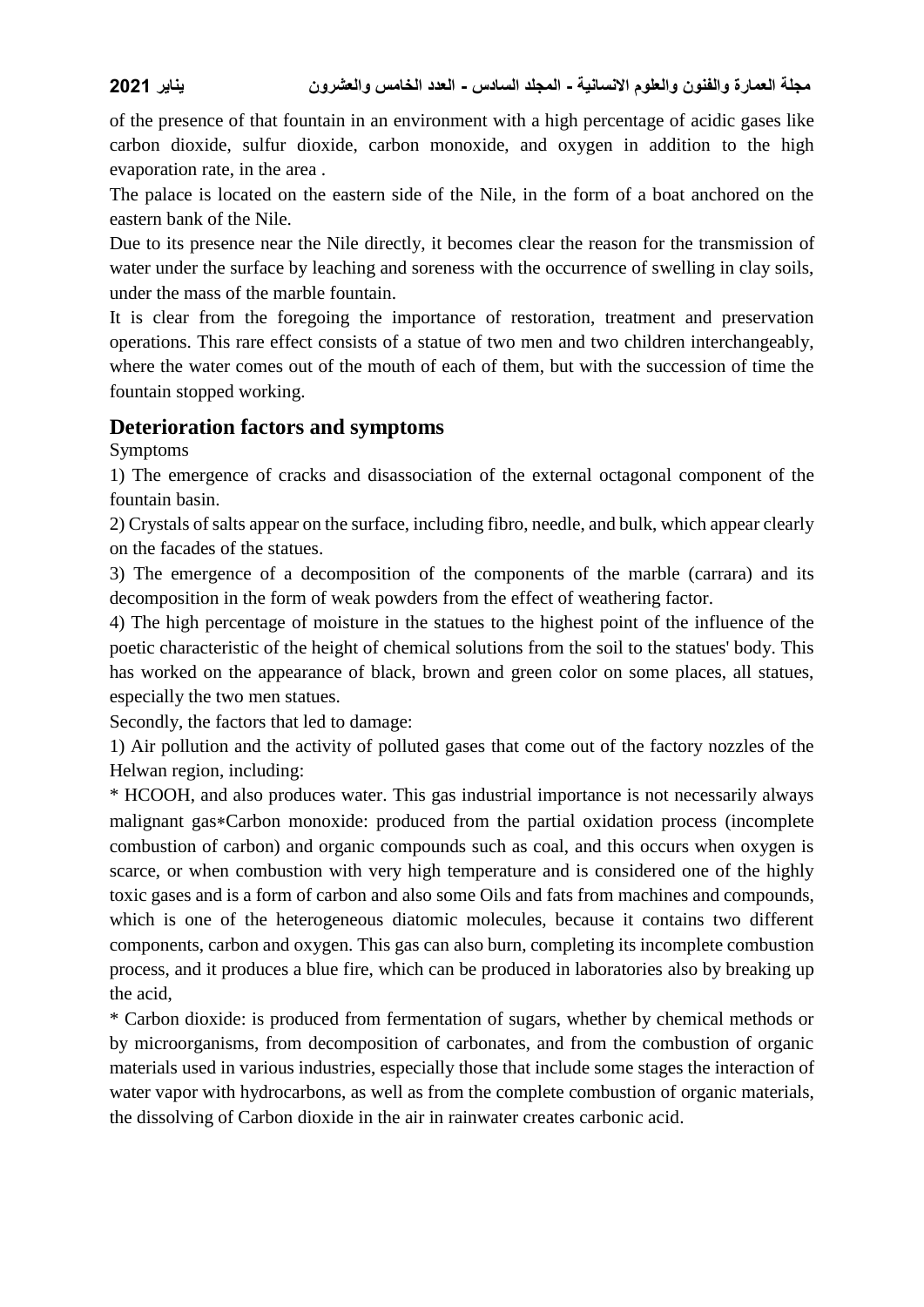of the presence of that fountain in an environment with a high percentage of acidic gases like carbon dioxide, sulfur dioxide, carbon monoxide, and oxygen in addition to the high evaporation rate, in the area .

The palace is located on the eastern side of the Nile, in the form of a boat anchored on the eastern bank of the Nile.

Due to its presence near the Nile directly, it becomes clear the reason for the transmission of water under the surface by leaching and soreness with the occurrence of swelling in clay soils, under the mass of the marble fountain.

It is clear from the foregoing the importance of restoration, treatment and preservation operations. This rare effect consists of a statue of two men and two children interchangeably, where the water comes out of the mouth of each of them, but with the succession of time the fountain stopped working.

## Deterioration factors and symptoms

Symptoms

1) The emergence of cracks and disassociation of the external octagonal component of the fountain basin.

2) Crystals of salts appear on the surface, including fibro, needle, and bulk, which appear clearly on the facades of the statues.

3) The emergence of a decomposition of the components of the marble (carrara) and its decomposition in the form of weak powders from the effect of weathering factor.

4) The high percentage of moisture in the statues to the highest point of the influence of the poetic characteristic of the height of chemical solutions from the soil to the statues' body. This has worked on the appearance of black, brown and green color on some places, all statues, especially the two men statues.

Secondly, the factors that led to damage:

1) Air pollution and the activity of polluted gases that come out of the factory nozzles of the Helwan region, including:

* HCOOH, and also produces water. This gas industrial importance is not necessarily always malignant gas*Carbon monoxide: produced from the partial oxidation process (incomplete combustion of carbon) and organic compounds such as coal, and this occurs when oxygen is scarce, or when combustion with very high temperature and is considered one of the highly toxic gases and is a form of carbon and also some Oils and fats from machines and compounds, which is one of the heterogeneous diatomic molecules, because it contains two different components, carbon and oxygen. This gas can also burn, completing its incomplete combustion process, and it produces a blue fire, which can be produced in laboratories also by breaking up the acid,

* Carbon dioxide: is produced from fermentation of sugars, whether by chemical methods or by microorganisms, from decomposition of carbonates, and from the combustion of organic materials used in various industries, especially those that include some stages the interaction of water vapor with hydrocarbons, as well as from the complete combustion of organic materials, the dissolving of Carbon dioxide in the air in rainwater creates carbonic acid.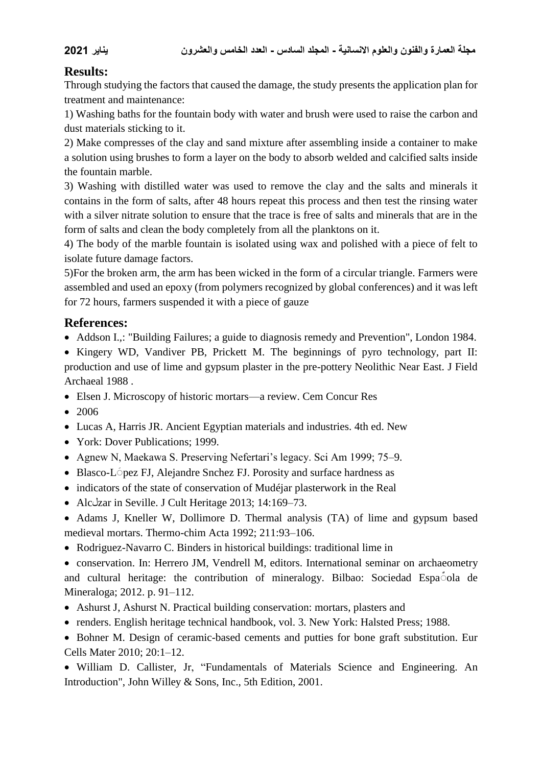## Results:

Through studying the factors that caused the damage, the study presents the application plan for treatment and maintenance:

1) Washing baths for the fountain body with water and brush were used to raise the carbon and dust materials sticking to it.

2) Make compresses of the clay and sand mixture after assembling inside a container to make a solution using brushes to form a layer on the body to absorb welded and calcified salts inside the fountain marble.

3) Washing with distilled water was used to remove the clay and the salts and minerals it contains in the form of salts, after 48 hours repeat this process and then test the rinsing water with a silver nitrate solution to ensure that the trace is free of salts and minerals that are in the form of salts and clean the body completely from all the planktons on it.

4) The body of the marble fountain is isolated using wax and polished with a piece of felt to isolate future damage factors.

5)For the broken arm, the arm has been wicked in the form of a circular triangle. Farmers were assembled and used an epoxy (from polymers recognized by global conferences) and it was left for 72 hours, farmers suspended it with a piece of gauze

## References:

- Addson I.,: "Building Failures; a guide to diagnosis remedy and Prevention", London 1984.
- Kingery WD, Vandiver PB, Prickett M. The beginnings of pyro technology, part II: production and use of lime and gypsum plaster in the pre-pottery Neolithic Near East. J Field Archaeal 1988 .
- Elsen J. Microscopy of historic mortars—a review. Cem Concur Res
- 2006
- Lucas A, Harris JR. Ancient Egyptian materials and industries. 4th ed. New
- York: Dover Publications; 1999.
- Agnew N, Maekawa S. Preserving Nefertari's legacy. Sci Am 1999; 75–9.
- Blasco-López FJ, Alejandre Snchez FJ. Porosity and surface hardness as
- indicators of the state of conservation of Mudéjar plasterwork in the Real
- Alcázar in Seville. J Cult Heritage 2013; 14:169–73.
- Adams J, Kneller W, Dollimore D. Thermal analysis (TA) of lime and gypsum based medieval mortars. Thermo-chim Acta 1992; 211:93–106.
- Rodriguez-Navarro C. Binders in historical buildings: traditional lime in
- conservation. In: Herrero JM, Vendrell M, editors. International seminar on archaeometry and cultural heritage: the contribution of mineralogy. Bilbao: Sociedad Española de Mineraloga; 2012. p. 91–112.
- Ashurst J, Ashurst N. Practical building conservation: mortars, plasters and
- renders. English heritage technical handbook, vol. 3. New York: Halsted Press; 1988.
- Bohner M. Design of ceramic-based cements and putties for bone graft substitution. Eur Cells Mater 2010; 20:1–12.
- William D. Callister, Jr, "Fundamentals of Materials Science and Engineering. An Introduction", John Willey & Sons, Inc., 5th Edition, 2001.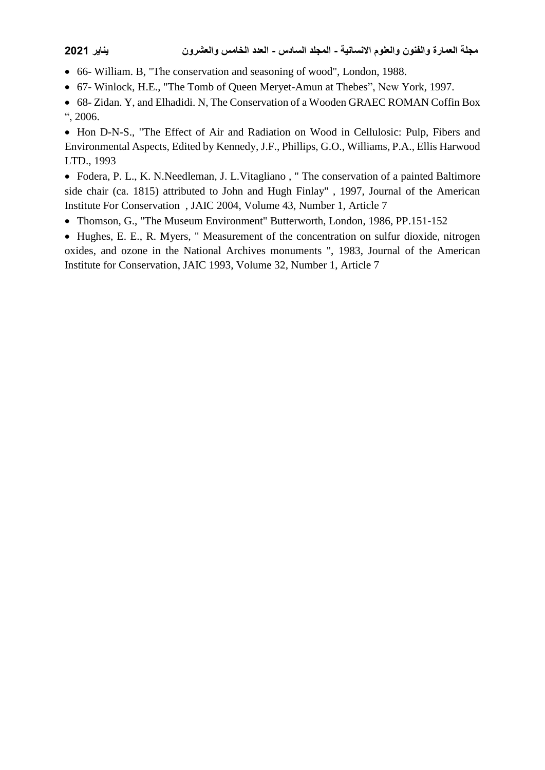- 66- William. B, "The conservation and seasoning of wood", London, 1988.
- 67- Winlock, H.E., "The Tomb of Queen Meryet-Amun at Thebes", New York, 1997.
- 68- Zidan. Y, and Elhadidi. N, The Conservation of a Wooden GRAEC ROMAN Coffin Box ", 2006.
- Hon D-N-S., "The Effect of Air and Radiation on Wood in Cellulosic: Pulp, Fibers and Environmental Aspects, Edited by Kennedy, J.F., Phillips, G.O., Williams, P.A., Ellis Harwood LTD., 1993
- Fodera, P. L., K. N.Needleman, J. L.Vitagliano , " The conservation of a painted Baltimore side chair (ca. 1815) attributed to John and Hugh Finlay" , 1997, Journal of the American Institute For Conservation , JAIC 2004, Volume 43, Number 1, Article 7
- Thomson, G., "The Museum Environment" Butterworth, London, 1986, PP.151-152
- Hughes, E. E., R. Myers, " Measurement of the concentration on sulfur dioxide, nitrogen oxides, and ozone in the National Archives monuments ", 1983, Journal of the American Institute for Conservation, JAIC 1993, Volume 32, Number 1, Article 7